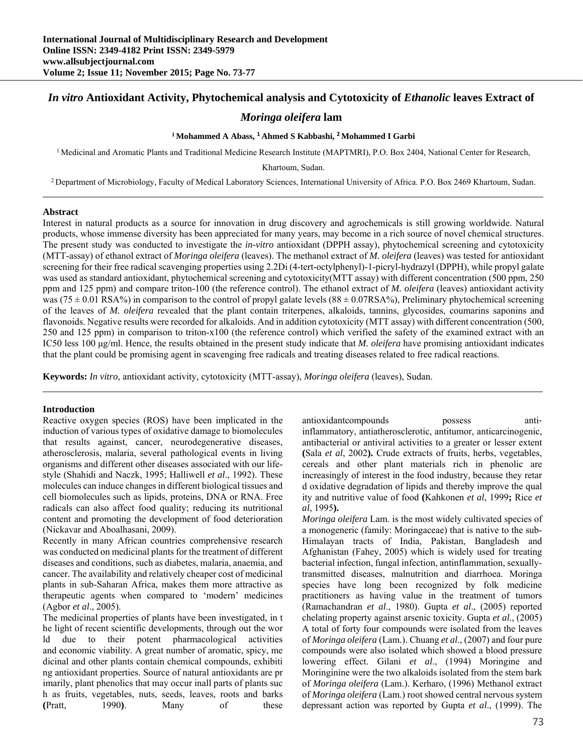# *In vitro* Antioxidant Activity, Phytochemical analysis and Cytotoxicity of *Ethanolic* leaves Extract of *Moringa oleifera* lam

**[1] Mohammed A Abass, [1] Ahmed S Kabbashi, [2] Mohammed I Garbi**

[1] Medicinal and Aromatic Plants and Traditional Medicine Research Institute (MAPTMRI), P.O. Box 2404, National Center for Research, Khartoum, Sudan.

[2] Department of Microbiology, Faculty of Medical Laboratory Sciences, International University of Africa. P.O. Box 2469 Khartoum, Sudan.

## Abstract

Interest in natural products as a source for innovation in drug discovery and agrochemicals is still growing worldwide. Natural products, whose immense diversity has been appreciated for many years, may become in a rich source of novel chemical structures. The present study was conducted to investigate the *in-vitro* antioxidant (DPPH assay), phytochemical screening and cytotoxicity (MTT-assay) of ethanol extract of *Moringa oleifera* (leaves). The methanol extract of *M. oleifera* (leaves) was tested for antioxidant screening for their free radical scavenging properties using 2.2Di (4-tert-octylphenyl)-1-picryl-hydrazyl (DPPH), while propyl galate was used as standard antioxidant, phytochemical screening and cytotoxicity(MTT assay) with different concentration (500 ppm, 250 ppm and 125 ppm) and compare triton-100 (the reference control). The ethanol extract of *M. oleifera* (leaves) antioxidant activity was ($75 \pm 0.01$ RSA%) in comparison to the control of propyl galate levels ($88 \pm 0.07$RSA%), Preliminary phytochemical screening of the leaves of *M. oleifera* revealed that the plant contain triterpenes, alkaloids, tannins, glycosides, coumarins saponins and flavonoids. Negative results were recorded for alkaloids. And in addition cytotoxicity (MTT assay) with different concentration (500, 250 and 125 ppm) in comparison to triton-x100 (the reference control) which verified the safety of the examined extract with an IC50 less 100 μg/ml. Hence, the results obtained in the present study indicate that *M. oleifera* have promising antioxidant indicates that the plant could be promising agent in scavenging free radicals and treating diseases related to free radical reactions.

**Keywords:** *In vitro*, antioxidant activity, cytotoxicity (MTT-assay), *Moringa oleifera* (leaves), Sudan.

## Introduction

Reactive oxygen species (ROS) have been implicated in the induction of various types of oxidative damage to biomolecules that results against, cancer, neurodegenerative diseases, atherosclerosis, malaria, several pathological events in living organisms and different other diseases associated with our life-style (Shahidi and Naczk, 1995; Halliwell *et al*., 1992). These molecules can induce changes in different biological tissues and cell biomolecules such as lipids, proteins, DNA or RNA. Free radicals can also affect food quality; reducing its nutritional content and promoting the development of food deterioration (Nickavar and Aboalhasani, 2009).

Recently in many African countries comprehensive research was conducted on medicinal plants for the treatment of different diseases and conditions, such as diabetes, malaria, anaemia, and cancer. The availability and relatively cheaper cost of medicinal plants in sub-Saharan Africa, makes them more attractive as therapeutic agents when compared to 'modern' medicines (Agbor *et al*., 2005).

The medicinal properties of plants have been investigated, in the light of recent scientific developments, through out the world due to their potent pharmacological activities and economic viability. A great number of aromatic, spicy, medicinal and other plants contain chemical compounds, exhibiting antioxidant properties. Source of natural antioxidants are primarily, plant phenolics that may occur inall parts of plants such as fruits, vegetables, nuts, seeds, leaves, roots and barks **(**Pratt, 1990**)**. Many of these antioxidantcompounds possess anti-inflammatory, antiatherosclerotic, antitumor, anticarcinogenic, antibacterial or antiviral activities to a greater or lesser extent **(**Sala *et al*, 2002**).** Crude extracts of fruits, herbs, vegetables, cereals and other plant materials rich in phenolic are increasingly of interest in the food industry, because they retard oxidative degradation of lipids and thereby improve the quality and nutritive value of food **(**Kahkonen *et al*, 1999**;** Rice *et al*, 1995**).**

*Moringa oleifera* Lam. is the most widely cultivated species of a monogeneric (family: Moringaceae) that is native to the sub-Himalayan tracts of India, Pakistan, Bangladesh and Afghanistan (Fahey, 2005) which is widely used for treating bacterial infection, fungal infection, antinflammation, sexually-transmitted diseases, malnutrition and diarrhoea. Moringa species have long been recognized by folk medicine practitioners as having value in the treatment of tumors (Ramachandran *et al*., 1980). Gupta *et al*., (2005) reported chelating property against arsenic toxicity. Gupta *et al*., (2005) A total of forty four compounds were isolated from the leaves of *Moringa oleifera* (Lam.). Chuang *et al*., (2007) and four pure compounds were also isolated which showed a blood pressure lowering effect. Gilani *et al*., (1994) Moringine and Moringinine were the two alkaloids isolated from the stem bark of *Moringa oleifera* (Lam.). Kerharo, (1996) Methanol extract of *Moringa oleifera* (Lam.) root showed central nervous system depressant action was reported by Gupta *et al*., (1999). The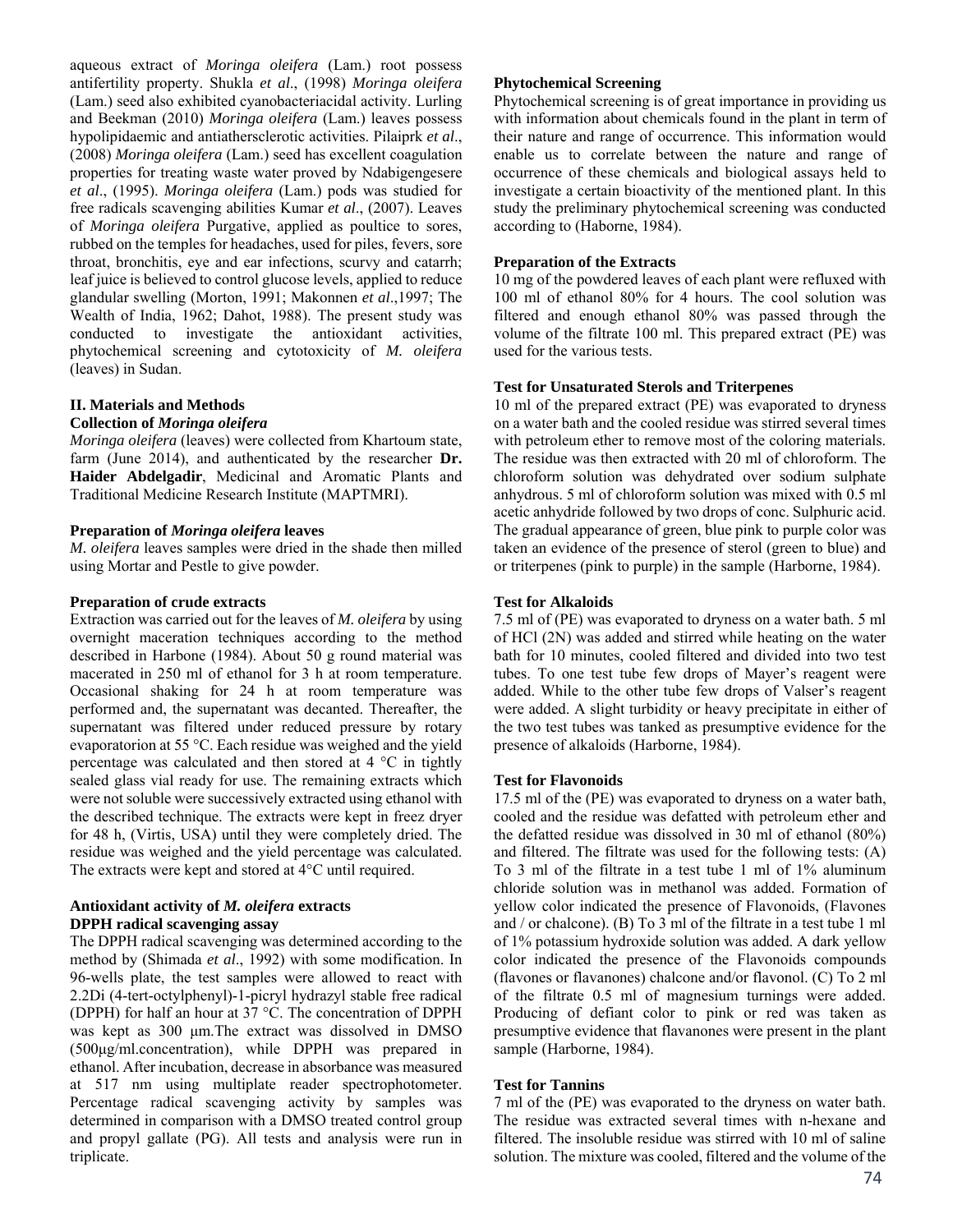aqueous extract of *Moringa oleifera* (Lam.) root possess antifertility property. Shukla *et al*., (1998) *Moringa oleifera* (Lam.) seed also exhibited cyanobacteriacidal activity. Lurling and Beekman (2010) *Moringa oleifera* (Lam.) leaves possess hypolipidaemic and antiathersclerotic activities. Pilaiprk *et al*., (2008) *Moringa oleifera* (Lam.) seed has excellent coagulation properties for treating waste water proved by Ndabigengesere *et al*., (1995). *Moringa oleifera* (Lam.) pods was studied for free radicals scavenging abilities Kumar *et al*., (2007). Leaves of *Moringa oleifera* Purgative, applied as poultice to sores, rubbed on the temples for headaches, used for piles, fevers, sore throat, bronchitis, eye and ear infections, scurvy and catarrh; leaf juice is believed to control glucose levels, applied to reduce glandular swelling (Morton, 1991; Makonnen *et al*.,1997; The Wealth of India, 1962; Dahot, 1988). The present study was conducted to investigate the antioxidant activities, phytochemical screening and cytotoxicity of *M. oleifera* (leaves) in Sudan.

## II. Materials and Methods

### Collection of *Moringa oleifera*

*Moringa oleifera* (leaves) were collected from Khartoum state, farm (June 2014), and authenticated by the researcher **Dr. Haider Abdelgadir**, Medicinal and Aromatic Plants and Traditional Medicine Research Institute (MAPTMRI).

### Preparation of *Moringa oleifera* leaves

*M. oleifera* leaves samples were dried in the shade then milled using Mortar and Pestle to give powder.

### Preparation of crude extracts

Extraction was carried out for the leaves of *M. oleifera* by using overnight maceration techniques according to the method described in Harbone (1984). About 50 g round material was macerated in 250 ml of ethanol for 3 h at room temperature. Occasional shaking for 24 h at room temperature was performed and, the supernatant was decanted. Thereafter, the supernatant was filtered under reduced pressure by rotary evaporatorion at 55 °C. Each residue was weighed and the yield percentage was calculated and then stored at 4 °C in tightly sealed glass vial ready for use. The remaining extracts which were not soluble were successively extracted using ethanol with the described technique. The extracts were kept in freez dryer for 48 h, (Virtis, USA) until they were completely dried. The residue was weighed and the yield percentage was calculated. The extracts were kept and stored at 4°C until required.

### Antioxidant activity of *M. oleifera* extracts

### DPPH radical scavenging assay

The DPPH radical scavenging was determined according to the method by (Shimada *et al*., 1992) with some modification. In 96-wells plate, the test samples were allowed to react with 2.2Di (4-tert-octylphenyl)-1-picryl hydrazyl stable free radical (DPPH) for half an hour at 37 °C. The concentration of DPPH was kept as 300 μm.The extract was dissolved in DMSO (500μg/ml.concentration), while DPPH was prepared in ethanol. After incubation, decrease in absorbance was measured at 517 nm using multiplate reader spectrophotometer. Percentage radical scavenging activity by samples was determined in comparison with a DMSO treated control group and propyl gallate (PG). All tests and analysis were run in triplicate.

### Phytochemical Screening

Phytochemical screening is of great importance in providing us with information about chemicals found in the plant in term of their nature and range of occurrence. This information would enable us to correlate between the nature and range of occurrence of these chemicals and biological assays held to investigate a certain bioactivity of the mentioned plant. In this study the preliminary phytochemical screening was conducted according to (Haborne, 1984).

### Preparation of the Extracts

10 mg of the powdered leaves of each plant were refluxed with 100 ml of ethanol 80% for 4 hours. The cool solution was filtered and enough ethanol 80% was passed through the volume of the filtrate 100 ml. This prepared extract (PE) was used for the various tests.

### Test for Unsaturated Sterols and Triterpenes

10 ml of the prepared extract (PE) was evaporated to dryness on a water bath and the cooled residue was stirred several times with petroleum ether to remove most of the coloring materials. The residue was then extracted with 20 ml of chloroform. The chloroform solution was dehydrated over sodium sulphate anhydrous. 5 ml of chloroform solution was mixed with 0.5 ml acetic anhydride followed by two drops of conc. Sulphuric acid. The gradual appearance of green, blue pink to purple color was taken an evidence of the presence of sterol (green to blue) and or triterpenes (pink to purple) in the sample (Harborne, 1984).

### Test for Alkaloids

7.5 ml of (PE) was evaporated to dryness on a water bath. 5 ml of HCl (2N) was added and stirred while heating on the water bath for 10 minutes, cooled filtered and divided into two test tubes. To one test tube few drops of Mayer's reagent were added. While to the other tube few drops of Valser's reagent were added. A slight turbidity or heavy precipitate in either of the two test tubes was tanked as presumptive evidence for the presence of alkaloids (Harborne, 1984).

### Test for Flavonoids

17.5 ml of the (PE) was evaporated to dryness on a water bath, cooled and the residue was defatted with petroleum ether and the defatted residue was dissolved in 30 ml of ethanol (80%) and filtered. The filtrate was used for the following tests: (A) To 3 ml of the filtrate in a test tube 1 ml of 1% aluminum chloride solution was in methanol was added. Formation of yellow color indicated the presence of Flavonoids, (Flavones and / or chalcone). (B) To 3 ml of the filtrate in a test tube 1 ml of 1% potassium hydroxide solution was added. A dark yellow color indicated the presence of the Flavonoids compounds (flavones or flavanones) chalcone and/or flavonol. (C) To 2 ml of the filtrate 0.5 ml of magnesium turnings were added. Producing of defiant color to pink or red was taken as presumptive evidence that flavanones were present in the plant sample (Harborne, 1984).

### Test for Tannins

7 ml of the (PE) was evaporated to the dryness on water bath. The residue was extracted several times with n-hexane and filtered. The insoluble residue was stirred with 10 ml of saline solution. The mixture was cooled, filtered and the volume of the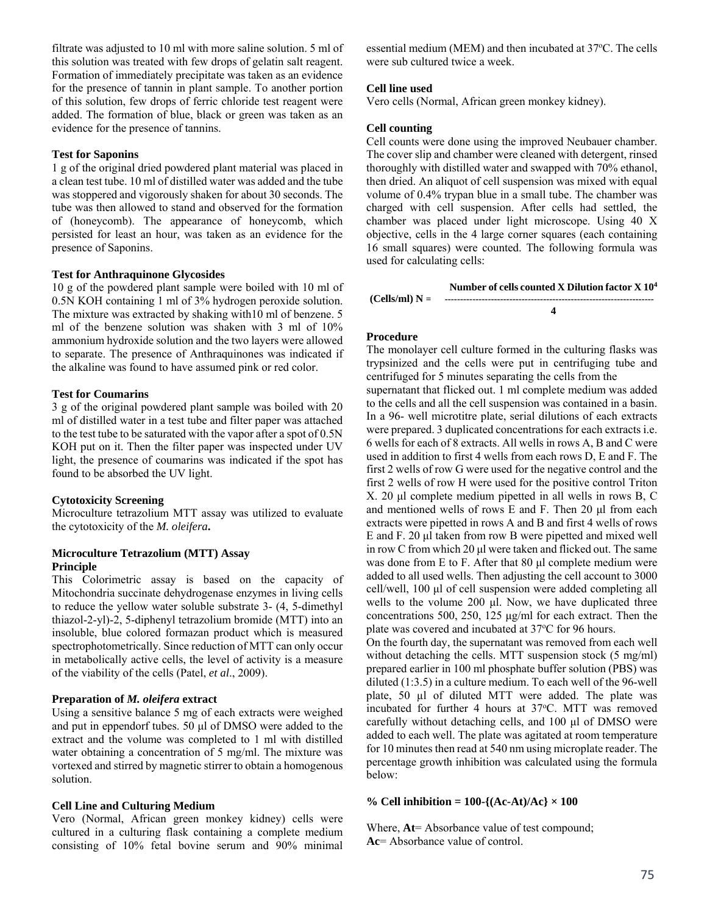filtrate was adjusted to 10 ml with more saline solution. 5 ml of this solution was treated with few drops of gelatin salt reagent. Formation of immediately precipitate was taken as an evidence for the presence of tannin in plant sample. To another portion of this solution, few drops of ferric chloride test reagent were added. The formation of blue, black or green was taken as an evidence for the presence of tannins.

**Test for Saponins**

1 g of the original dried powdered plant material was placed in a clean test tube. 10 ml of distilled water was added and the tube was stoppered and vigorously shaken for about 30 seconds. The tube was then allowed to stand and observed for the formation of (honeycomb). The appearance of honeycomb, which persisted for least an hour, was taken as an evidence for the presence of Saponins.

**Test for Anthraquinone Glycosides**

10 g of the powdered plant sample were boiled with 10 ml of 0.5N KOH containing 1 ml of 3% hydrogen peroxide solution. The mixture was extracted by shaking with10 ml of benzene. 5 ml of the benzene solution was shaken with 3 ml of 10% ammonium hydroxide solution and the two layers were allowed to separate. The presence of Anthraquinones was indicated if the alkaline was found to have assumed pink or red color.

**Test for Coumarins**

3 g of the original powdered plant sample was boiled with 20 ml of distilled water in a test tube and filter paper was attached to the test tube to be saturated with the vapor after a spot of 0.5N KOH put on it. Then the filter paper was inspected under UV light, the presence of coumarins was indicated if the spot has found to be absorbed the UV light.

**Cytotoxicity Screening**

Microculture tetrazolium MTT assay was utilized to evaluate the cytotoxicity of the *M. oleifera***.**

**Microculture Tetrazolium (MTT) Assay**
**Principle**

This Colorimetric assay is based on the capacity of Mitochondria succinate dehydrogenase enzymes in living cells to reduce the yellow water soluble substrate 3- (4, 5-dimethyl thiazol-2-yl)-2, 5-diphenyl tetrazolium bromide (MTT) into an insoluble, blue colored formazan product which is measured spectrophotometrically. Since reduction of MTT can only occur in metabolically active cells, the level of activity is a measure of the viability of the cells (Patel, *et al*., 2009).

**Preparation of *M. oleifera* extract**

Using a sensitive balance 5 mg of each extracts were weighed and put in eppendorf tubes. 50 µl of DMSO were added to the extract and the volume was completed to 1 ml with distilled water obtaining a concentration of 5 mg/ml. The mixture was vortexed and stirred by magnetic stirrer to obtain a homogenous solution.

**Cell Line and Culturing Medium**

Vero (Normal, African green monkey kidney) cells were cultured in a culturing flask containing a complete medium consisting of 10% fetal bovine serum and 90% minimal essential medium (MEM) and then incubated at 37ºC. The cells were sub cultured twice a week.

**Cell line used**

Vero cells (Normal, African green monkey kidney).

**Cell counting**

Cell counts were done using the improved Neubauer chamber. The cover slip and chamber were cleaned with detergent, rinsed thoroughly with distilled water and swapped with 70% ethanol, then dried. An aliquot of cell suspension was mixed with equal volume of 0.4% trypan blue in a small tube. The chamber was charged with cell suspension. After cells had settled, the chamber was placed under light microscope. Using 40 X objective, cells in the 4 large corner squares (each containing 16 small squares) were counted. The following formula was used for calculating cells:

$$\text{(Cells/ml) N} = \frac{\text{Number of cells counted} \times \text{Dilution factor} \times 10^4}{4}$$

**Procedure**

The monolayer cell culture formed in the culturing flasks was trypsinized and the cells were put in centrifuging tube and centrifuged for 5 minutes separating the cells from the supernatant that flicked out. 1 ml complete medium was added to the cells and all the cell suspension was contained in a basin. In a 96- well microtitre plate, serial dilutions of each extracts were prepared. 3 duplicated concentrations for each extracts i.e. 6 wells for each of 8 extracts. All wells in rows A, B and C were used in addition to first 4 wells from each rows D, E and F. The first 2 wells of row G were used for the negative control and the first 2 wells of row H were used for the positive control Triton X. 20 µl complete medium pipetted in all wells in rows B, C and mentioned wells of rows E and F. Then 20 µl from each extracts were pipetted in rows A and B and first 4 wells of rows E and F. 20 µl taken from row B were pipetted and mixed well in row C from which 20 µl were taken and flicked out. The same was done from E to F. After that 80 µl complete medium were added to all used wells. Then adjusting the cell account to 3000 cell/well, 100 µl of cell suspension were added completing all wells to the volume 200 µl. Now, we have duplicated three concentrations 500, 250, 125 µg/ml for each extract. Then the plate was covered and incubated at 37ºC for 96 hours.

On the fourth day, the supernatant was removed from each well without detaching the cells. MTT suspension stock (5 mg/ml) prepared earlier in 100 ml phosphate buffer solution (PBS) was diluted (1:3.5) in a culture medium. To each well of the 96-well plate, 50 µl of diluted MTT were added. The plate was incubated for further 4 hours at 37ºC. MTT was removed carefully without detaching cells, and 100 µl of DMSO were added to each well. The plate was agitated at room temperature for 10 minutes then read at 540 nm using microplate reader. The percentage growth inhibition was calculated using the formula below:

$$\textbf{\% Cell inhibition} = 100 - \{(Ac - At)/Ac\} \times 100$$

Where, **At**= Absorbance value of test compound;
**Ac**= Absorbance value of control.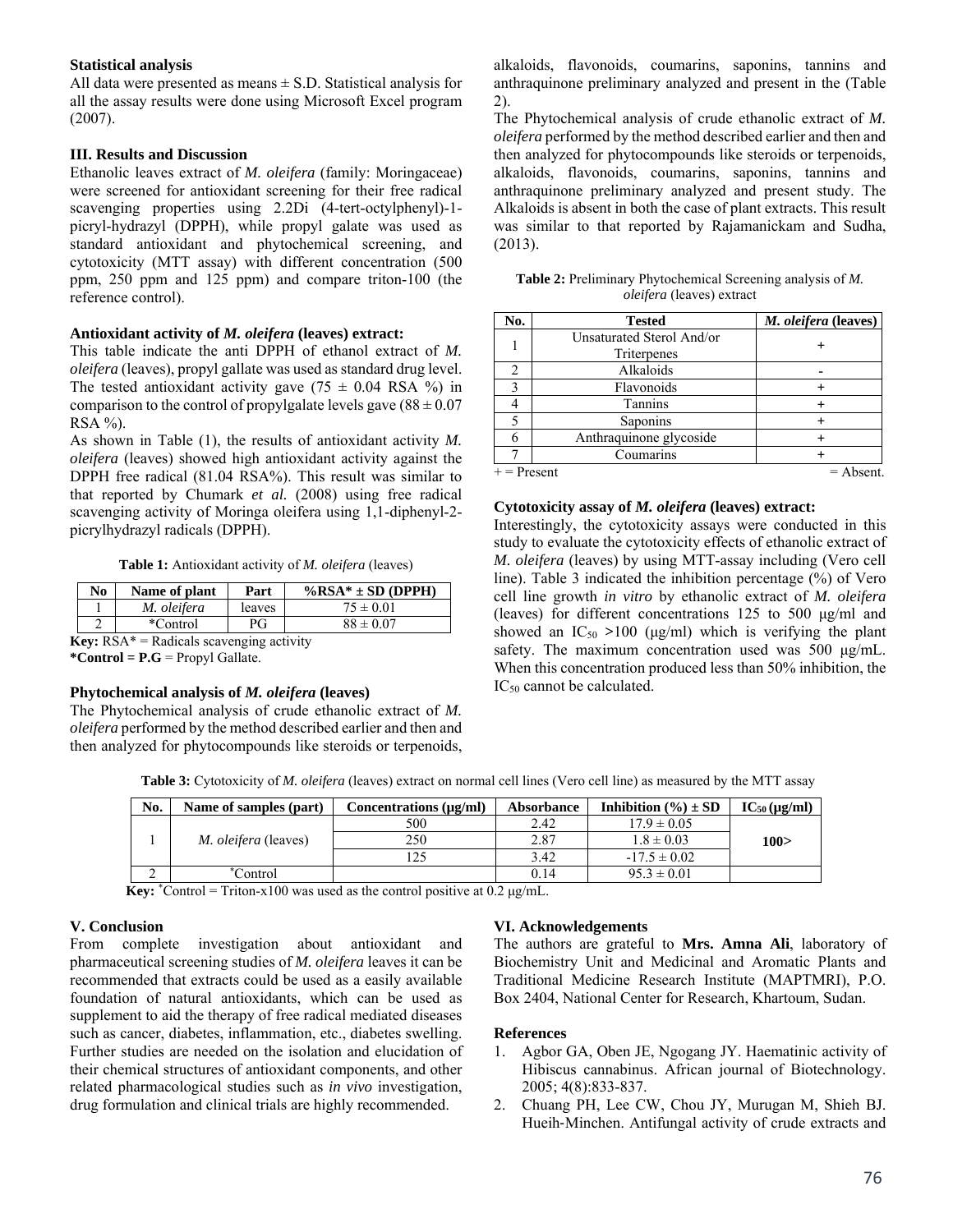### Statistical analysis

All data were presented as means ± S.D. Statistical analysis for all the assay results were done using Microsoft Excel program (2007).

## III. Results and Discussion

Ethanolic leaves extract of *M. oleifera* (family: Moringaceae) were screened for antioxidant screening for their free radical scavenging properties using 2.2Di (4-tert-octylphenyl)-1-picryl-hydrazyl (DPPH), while propyl galate was used as standard antioxidant and phytochemical screening, and cytotoxicity (MTT assay) with different concentration (500 ppm, 250 ppm and 125 ppm) and compare triton-100 (the reference control).

### Antioxidant activity of *M. oleifera* (leaves) extract:

This table indicate the anti DPPH of ethanol extract of *M. oleifera* (leaves), propyl gallate was used as standard drug level. The tested antioxidant activity gave (75 ± 0.04 RSA %) in comparison to the control of propylgalate levels gave (88 ± 0.07 RSA %).

As shown in Table (1), the results of antioxidant activity *M. oleifera* (leaves) showed high antioxidant activity against the DPPH free radical (81.04 RSA%). This result was similar to that reported by Chumark *et al.* (2008) using free radical scavenging activity of Moringa oleifera using 1,1-diphenyl-2-picrylhydrazyl radicals (DPPH).

**Table 1:** Antioxidant activity of *M. oleifera* (leaves)

| No | Name of plant | Part | %RSA* ± SD (DPPH) |
|---|---|---|---|
| 1 | *M. oleifera* | leaves | 75 ± 0.01 |
| 2 | *Control | PG | 88 ± 0.07 |

**Key:** RSA* = Radicals scavenging activity
**\*Control = P.G** = Propyl Gallate.

### Phytochemical analysis of *M. oleifera* (leaves)

The Phytochemical analysis of crude ethanolic extract of *M. oleifera* performed by the method described earlier and then and then analyzed for phytocompounds like steroids or terpenoids, alkaloids, flavonoids, coumarins, saponins, tannins and anthraquinone preliminary analyzed and present in the (Table 2).

The Phytochemical analysis of crude ethanolic extract of *M. oleifera* performed by the method described earlier and then and then analyzed for phytocompounds like steroids or terpenoids, alkaloids, flavonoids, coumarins, saponins, tannins and anthraquinone preliminary analyzed and present study. The Alkaloids is absent in both the case of plant extracts. This result was similar to that reported by Rajamanickam and Sudha, (2013).

**Table 2:** Preliminary Phytochemical Screening analysis of *M. oleifera* (leaves) extract

| No. | Tested | *M. oleifera* (leaves) |
|---|---|---|
| 1 | Unsaturated Sterol And/or Triterpenes | + |
| 2 | Alkaloids | - |
| 3 | Flavonoids | + |
| 4 | Tannins | + |
| 5 | Saponins | + |
| 6 | Anthraquinone glycoside | + |
| 7 | Coumarins | + |

+ = Present = Absent.

### Cytotoxicity assay of *M. oleifera* (leaves) extract:

Interestingly, the cytotoxicity assays were conducted in this study to evaluate the cytotoxicity effects of ethanolic extract of *M. oleifera* (leaves) by using MTT-assay including (Vero cell line). Table 3 indicated the inhibition percentage (%) of Vero cell line growth *in vitro* by ethanolic extract of *M. oleifera* (leaves) for different concentrations 125 to 500 μg/ml and showed an $IC_{50}$ >100 (μg/ml) which is verifying the plant safety. The maximum concentration used was 500 μg/mL. When this concentration produced less than 50% inhibition, the $IC_{50}$ cannot be calculated.

**Table 3:** Cytotoxicity of *M. oleifera* (leaves) extract on normal cell lines (Vero cell line) as measured by the MTT assay

| No. | Name of samples (part) | Concentrations (μg/ml) | Absorbance | Inhibition (%) ± SD | $IC_{50}$ (μg/ml) |
|---|---|---|---|---|---|
| 1 | *M. oleifera* (leaves) | 500 | 2.42 | 17.9 ± 0.05 | **100>** |
| | | 250 | 2.87 | 1.8 ± 0.03 | |
| | | 125 | 3.42 | -17.5 ± 0.02 | |
| 2 | *Control | | 0.14 | 95.3 ± 0.01 | |

**Key:** *Control = Triton-x100 was used as the control positive at 0.2 μg/mL.

## V. Conclusion

From complete investigation about antioxidant and pharmaceutical screening studies of *M. oleifera* leaves it can be recommended that extracts could be used as a easily available foundation of natural antioxidants, which can be used as supplement to aid the therapy of free radical mediated diseases such as cancer, diabetes, inflammation, etc., diabetes swelling. Further studies are needed on the isolation and elucidation of their chemical structures of antioxidant components, and other related pharmacological studies such as *in vivo* investigation, drug formulation and clinical trials are highly recommended.

## VI. Acknowledgements

The authors are grateful to **Mrs. Amna Ali**, laboratory of Biochemistry Unit and Medicinal and Aromatic Plants and Traditional Medicine Research Institute (MAPTMRI), P.O. Box 2404, National Center for Research, Khartoum, Sudan.

## References

1. Agbor GA, Oben JE, Ngogang JY. Haematinic activity of Hibiscus cannabinus. African journal of Biotechnology. 2005; 4(8):833-837.
2. Chuang PH, Lee CW, Chou JY, Murugan M, Shieh BJ. Hueih-Minchen. Antifungal activity of crude extracts and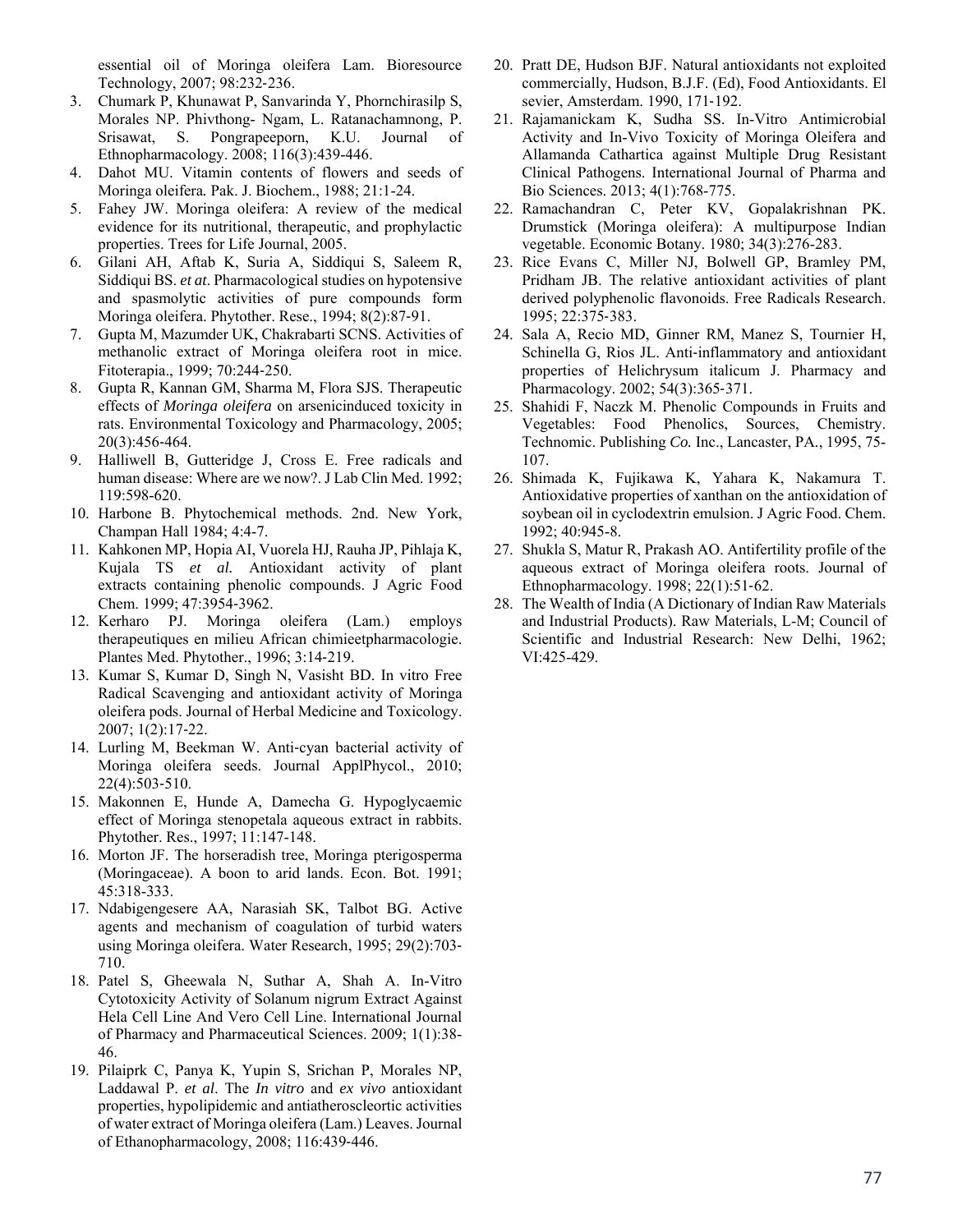essential oil of Moringa oleifera Lam. Bioresource Technology, 2007; 98:232-236.

3. Chumark P, Khunawat P, Sanvarinda Y, Phornchirasilp S, Morales NP. Phivthong- Ngam, L. Ratanachamnong, P. Srisawat, S. Pongrapeeporn, K.U. Journal of Ethnopharmacology. 2008; 116(3):439-446.
4. Dahot MU. Vitamin contents of flowers and seeds of Moringa oleifera**.** Pak. J. Biochem., 1988; 21:1-24.
5. Fahey JW. Moringa oleifera: A review of the medical evidence for its nutritional, therapeutic, and prophylactic properties. Trees for Life Journal, 2005.
6. Gilani AH, Aftab K, Suria A, Siddiqui S, Saleem R, Siddiqui BS. *et at*. Pharmacological studies on hypotensive and spasmolytic activities of pure compounds form Moringa oleifera. Phytother. Rese., 1994; 8(2):87-91.
7. Gupta M, Mazumder UK, Chakrabarti SCNS. Activities of methanolic extract of Moringa oleifera root in mice. Fitoterapia., 1999; 70:244-250.
8. Gupta R, Kannan GM, Sharma M, Flora SJS. Therapeutic effects of *Moringa oleifera* on arsenicinduced toxicity in rats. Environmental Toxicology and Pharmacology, 2005; 20(3):456-464.
9. Halliwell B, Gutteridge J, Cross E. Free radicals and human disease: Where are we now?. J Lab Clin Med. 1992; 119:598-620.
10. Harbone B. Phytochemical methods. 2nd. New York, Champan Hall 1984; 4:4-7.
11. Kahkonen MP, Hopia AI, Vuorela HJ, Rauha JP, Pihlaja K, Kujala TS *et al.* Antioxidant activity of plant extracts containing phenolic compounds. J Agric Food Chem. 1999; 47:3954-3962.
12. Kerharo PJ. Moringa oleifera (Lam.) employs therapeutiques en milieu African chimieetpharmacologie. Plantes Med. Phytother., 1996; 3:14-219.
13. Kumar S, Kumar D, Singh N, Vasisht BD. In vitro Free Radical Scavenging and antioxidant activity of Moringa oleifera pods. Journal of Herbal Medicine and Toxicology. 2007; 1(2):17-22.
14. Lurling M, Beekman W. Anti-cyan bacterial activity of Moringa oleifera seeds. Journal ApplPhycol., 2010; 22(4):503-510.
15. Makonnen E, Hunde A, Damecha G. Hypoglycaemic effect of Moringa stenopetala aqueous extract in rabbits. Phytother. Res., 1997; 11:147-148.
16. Morton JF. The horseradish tree, Moringa pterigosperma (Moringaceae). A boon to arid lands. Econ. Bot. 1991; 45:318-333.
17. Ndabigengesere AA, Narasiah SK, Talbot BG. Active agents and mechanism of coagulation of turbid waters using Moringa oleifera. Water Research, 1995; 29(2):703-710.
18. Patel S, Gheewala N, Suthar A, Shah A. In-Vitro Cytotoxicity Activity of Solanum nigrum Extract Against Hela Cell Line And Vero Cell Line. International Journal of Pharmacy and Pharmaceutical Sciences. 2009; 1(1):38-46.
19. Pilaiprk C, Panya K, Yupin S, Srichan P, Morales NP, Laddawal P. *et al*. The *In vitro* and *ex vivo* antioxidant properties, hypolipidemic and antiatheroscleortic activities of water extract of Moringa oleifera (Lam.) Leaves. Journal of Ethanopharmacology, 2008; 116:439-446.
20. Pratt DE, Hudson BJF. Natural antioxidants not exploited commercially, Hudson, B.J.F. (Ed), Food Antioxidants. El sevier, Amsterdam. 1990, 171-192.
21. Rajamanickam K, Sudha SS. In-Vitro Antimicrobial Activity and In-Vivo Toxicity of Moringa Oleifera and Allamanda Cathartica against Multiple Drug Resistant Clinical Pathogens. International Journal of Pharma and Bio Sciences. 2013; 4(1):768-775.
22. Ramachandran C, Peter KV, Gopalakrishnan PK. Drumstick (Moringa oleifera): A multipurpose Indian vegetable. Economic Botany. 1980; 34(3):276-283.
23. Rice Evans C, Miller NJ, Bolwell GP, Bramley PM, Pridham JB. The relative antioxidant activities of plant derived polyphenolic flavonoids. Free Radicals Research. 1995; 22:375-383.
24. Sala A, Recio MD, Ginner RM, Manez S, Tournier H, Schinella G, Rios JL. Anti-inflammatory and antioxidant properties of Helichrysum italicum J. Pharmacy and Pharmacology. 2002; 54(3):365-371.
25. Shahidi F, Naczk M. Phenolic Compounds in Fruits and Vegetables: Food Phenolics, Sources, Chemistry. Technomic. Publishing *Co.* Inc., Lancaster, PA., 1995, 75-107.
26. Shimada K, Fujikawa K, Yahara K, Nakamura T. Antioxidative properties of xanthan on the antioxidation of soybean oil in cyclodextrin emulsion. J Agric Food. Chem. 1992; 40:945-8.
27. Shukla S, Matur R, Prakash AO. Antifertility profile of the aqueous extract of Moringa oleifera roots. Journal of Ethnopharmacology. 1998; 22(1):51-62.
28. The Wealth of India (A Dictionary of Indian Raw Materials and Industrial Products). Raw Materials, L-M; Council of Scientific and Industrial Research: New Delhi, 1962; VI:425-429.